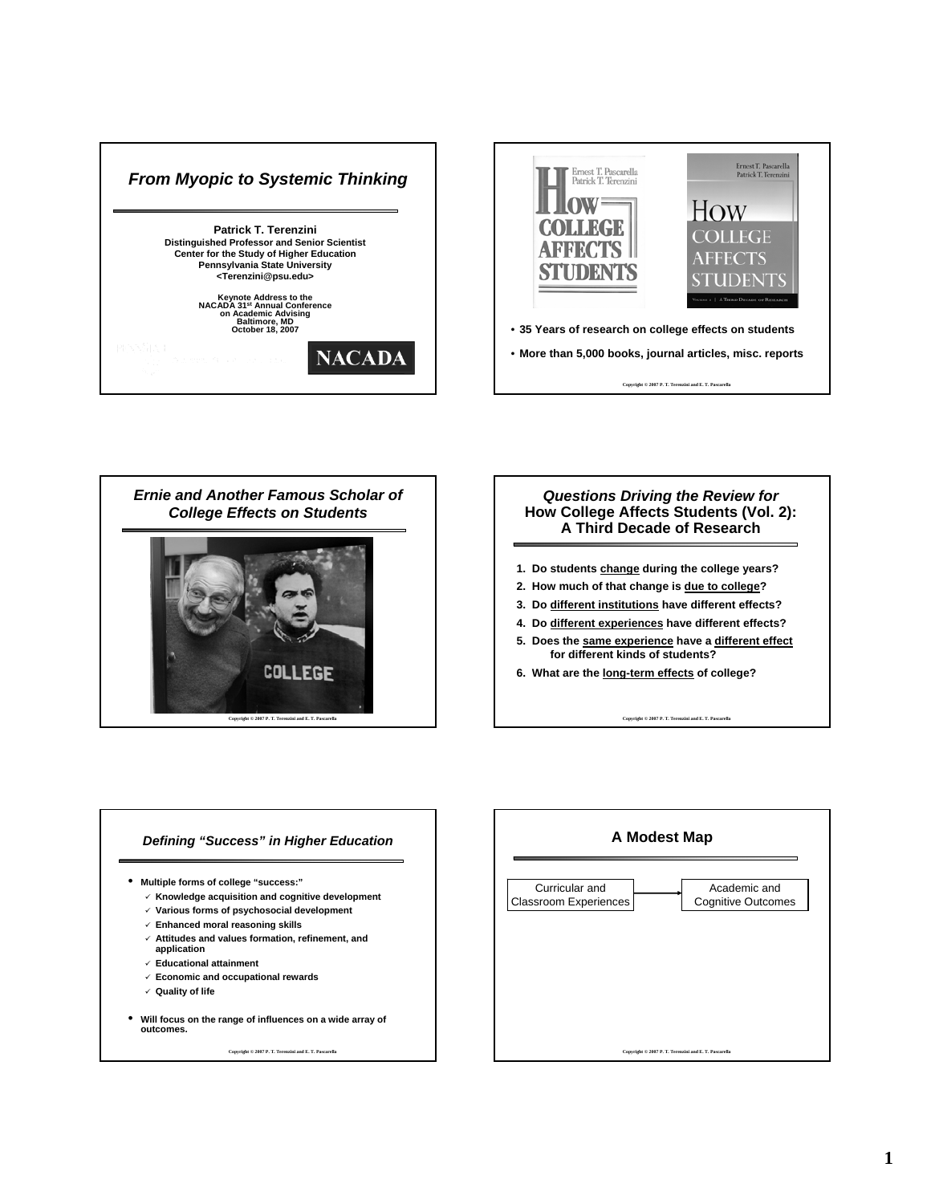## *From Myopic to Systemic Thinking*

**Patrick T. Terenzini**
**Distinguished Professor and Senior Scientist**
**Center for the Study of Higher Education**
**Pennsylvania State University**
**<Terenzini@psu.edu>**

**Keynote Address to the**
**NACADA 31st Annual Conference**
**on Academic Advising**
**Baltimore, MD**
**October 18, 2007**

NACADA

---

- **35 Years of research on college effects on students**
- **More than 5,000 books, journal articles, misc. reports**

Copyright © 2007 P. T. Terenzini and E. T. Pascarella

---

## *Ernie and Another Famous Scholar of College Effects on Students*

Copyright © 2007 P. T. Terenzini and E. T. Pascarella

---

## *Questions Driving the Review for* How College Affects Students (Vol. 2): A Third Decade of Research

1. **Do students change during the college years?**
2. **How much of that change is due to college?**
3. **Do different institutions have different effects?**
4. **Do different experiences have different effects?**
5. **Does the same experience have a different effect for different kinds of students?**
6. **What are the long-term effects of college?**

Copyright © 2007 P. T. Terenzini and E. T. Pascarella

---

## *Defining "Success" in Higher Education*

- **Multiple forms of college "success:"**
  - ✓ **Knowledge acquisition and cognitive development**
  - ✓ **Various forms of psychosocial development**
  - ✓ **Enhanced moral reasoning skills**
  - ✓ **Attitudes and values formation, refinement, and application**
  - ✓ **Educational attainment**
  - ✓ **Economic and occupational rewards**
  - ✓ **Quality of life**
- **Will focus on the range of influences on a wide array of outcomes.**

Copyright © 2007 P. T. Terenzini and E. T. Pascarella

---

## A Modest Map

Curricular and Classroom Experiences → Academic and Cognitive Outcomes

Copyright © 2007 P. T. Terenzini and E. T. Pascarella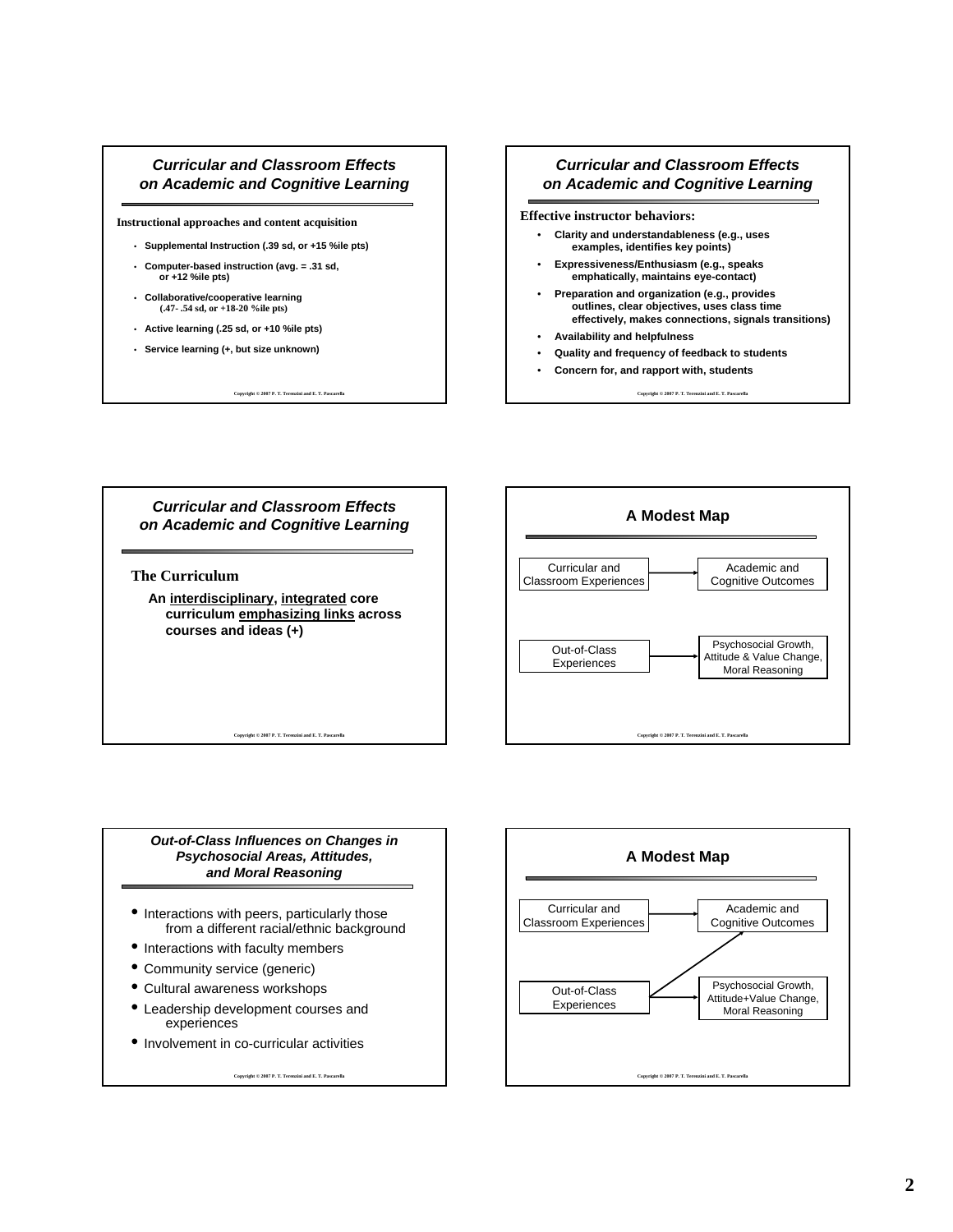## Curricular and Classroom Effects on Academic and Cognitive Learning

**Instructional approaches and content acquisition**

- **Supplemental Instruction (.39 sd, or +15 %ile pts)**
- **Computer-based instruction (avg. = .31 sd, or +12 %ile pts)**
- **Collaborative/cooperative learning (.47- .54 sd, or +18-20 %ile pts)**
- **Active learning (.25 sd, or +10 %ile pts)**
- **Service learning (+, but size unknown)**

## Curricular and Classroom Effects on Academic and Cognitive Learning

**Effective instructor behaviors:**

- **Clarity and understandableness (e.g., uses examples, identifies key points)**
- **Expressiveness/Enthusiasm (e.g., speaks emphatically, maintains eye-contact)**
- **Preparation and organization (e.g., provides outlines, clear objectives, uses class time effectively, makes connections, signals transitions)**
- **Availability and helpfulness**
- **Quality and frequency of feedback to students**
- **Concern for, and rapport with, students**

## Curricular and Classroom Effects on Academic and Cognitive Learning

**The Curriculum**

**An interdisciplinary, integrated core curriculum emphasizing links across courses and ideas (+)**

## A Modest Map

Curricular and Classroom Experiences → Academic and Cognitive Outcomes

Out-of-Class Experiences → Psychosocial Growth, Attitude & Value Change, Moral Reasoning

## Out-of-Class Influences on Changes in Psychosocial Areas, Attitudes, and Moral Reasoning

- Interactions with peers, particularly those from a different racial/ethnic background
- Interactions with faculty members
- Community service (generic)
- Cultural awareness workshops
- Leadership development courses and experiences
- Involvement in co-curricular activities

## A Modest Map

Curricular and Classroom Experiences → Academic and Cognitive Outcomes

Out-of-Class Experiences → Academic and Cognitive Outcomes

Out-of-Class Experiences → Psychosocial Growth, Attitude+Value Change, Moral Reasoning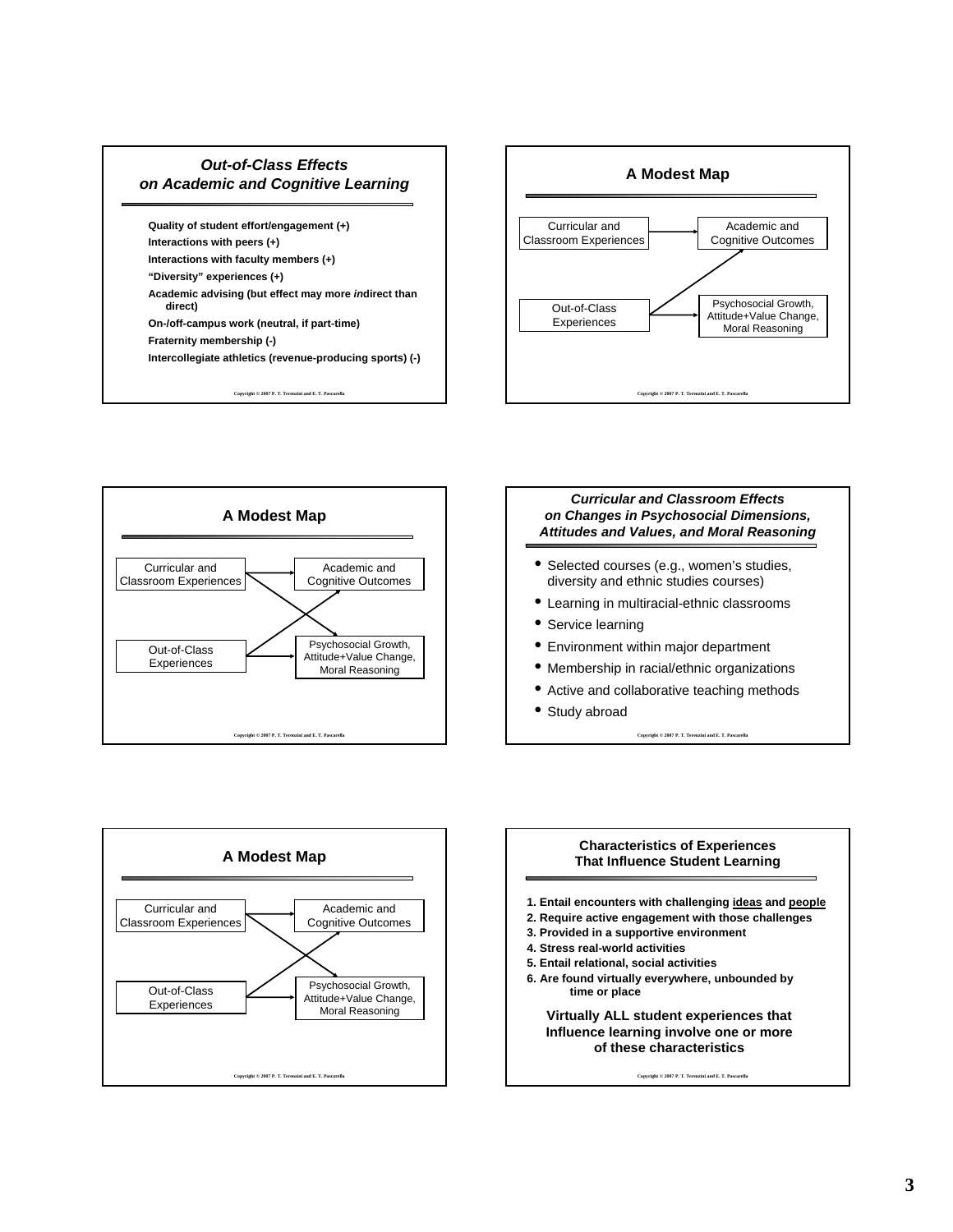## *Out-of-Class Effects on Academic and Cognitive Learning*

- **Quality of student effort/engagement (+)**
- **Interactions with peers (+)**
- **Interactions with faculty members (+)**
- **"Diversity" experiences (+)**
- **Academic advising (but effect may more *in*direct than direct)**
- **On-/off-campus work (neutral, if part-time)**
- **Fraternity membership (-)**
- **Intercollegiate athletics (revenue-producing sports) (-)**

## A Modest Map

Curricular and Classroom Experiences → Academic and Cognitive Outcomes

Out-of-Class Experiences → Academic and Cognitive Outcomes

Out-of-Class Experiences → Psychosocial Growth, Attitude+Value Change, Moral Reasoning

## A Modest Map

Curricular and Classroom Experiences → Academic and Cognitive Outcomes

Curricular and Classroom Experiences → Psychosocial Growth, Attitude+Value Change, Moral Reasoning

Out-of-Class Experiences → Academic and Cognitive Outcomes

Out-of-Class Experiences → Psychosocial Growth, Attitude+Value Change, Moral Reasoning

## *Curricular and Classroom Effects on Changes in Psychosocial Dimensions, Attitudes and Values, and Moral Reasoning*

- Selected courses (e.g., women's studies, diversity and ethnic studies courses)
- Learning in multiracial-ethnic classrooms
- Service learning
- Environment within major department
- Membership in racial/ethnic organizations
- Active and collaborative teaching methods
- Study abroad

## A Modest Map

Curricular and Classroom Experiences → Academic and Cognitive Outcomes

Curricular and Classroom Experiences → Psychosocial Growth, Attitude+Value Change, Moral Reasoning

Out-of-Class Experiences → Academic and Cognitive Outcomes

Out-of-Class Experiences → Psychosocial Growth, Attitude+Value Change, Moral Reasoning

## Characteristics of Experiences That Influence Student Learning

1. **Entail encounters with challenging ideas and people**
2. **Require active engagement with those challenges**
3. **Provided in a supportive environment**
4. **Stress real-world activities**
5. **Entail relational, social activities**
6. **Are found virtually everywhere, unbounded by time or place**

**Virtually ALL student experiences that Influence learning involve one or more of these characteristics**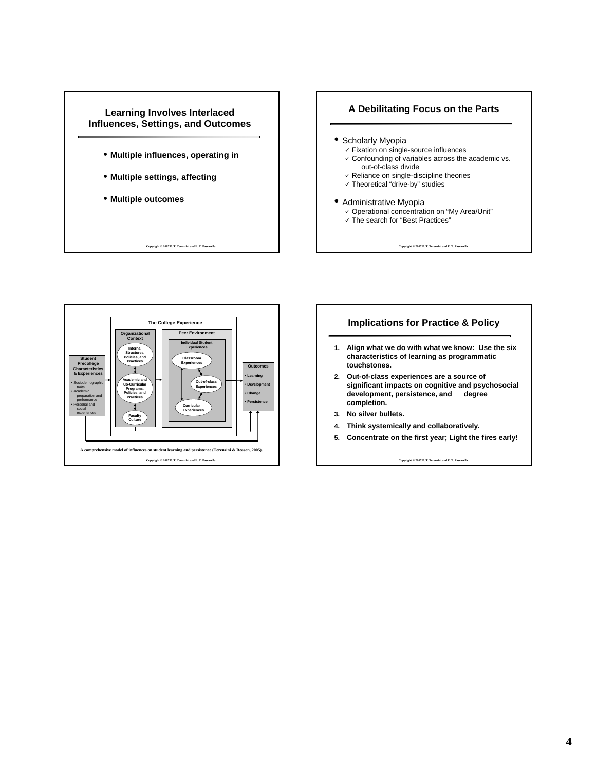## Learning Involves Interlaced Influences, Settings, and Outcomes

- **Multiple influences, operating in**
- **Multiple settings, affecting**
- **Multiple outcomes**

Copyright © 2007 P. T. Terenzini and E. T. Pascarella

## A Debilitating Focus on the Parts

- Scholarly Myopia
  - ✓ Fixation on single-source influences
  - ✓ Confounding of variables across the academic vs. out-of-class divide
  - ✓ Reliance on single-discipline theories
  - ✓ Theoretical "drive-by" studies
- Administrative Myopia
  - ✓ Operational concentration on "My Area/Unit"
  - ✓ The search for "Best Practices"

Copyright © 2007 P. T. Terenzini and E. T. Pascarella

The College Experience

Student Precollege Characteristics & Experiences
- Sociodemographic traits
- Academic preparation and performance
- Personal and social experiences

Organizational Context
Internal Structures, Policies, and Practices
Academic and Co-Curricular Programs, Policies, and Practices
Faculty Culture

Peer Environment
Individual Student Experiences
Classroom Experiences
Out-of-class Experiences
Curricular Experiences

Outcomes
- Learning
- Development
- Change
- Persistence

A comprehensive model of influences on student learning and persistence (Terenzini & Reason, 2005).

Copyright © 2007 P. T. Terenzini and E. T. Pascarella

## Implications for Practice & Policy

1. **Align what we do with what we know: Use the six characteristics of learning as programmatic touchstones.**
2. **Out-of-class experiences are a source of significant impacts on cognitive and psychosocial development, persistence, and degree completion.**
3. **No silver bullets.**
4. **Think systemically and collaboratively.**
5. **Concentrate on the first year; Light the fires early!**

Copyright © 2007 P. T. Terenzini and E. T. Pascarella